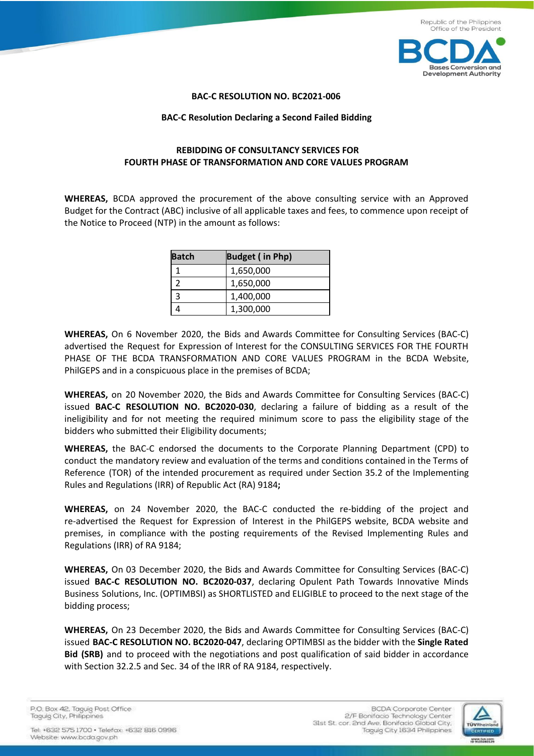**BAC-C RESOLUTION NO. BC2021-006**

**BAC-C Resolution Declaring a Second Failed Bidding**

**REBIDDING OF CONSULTANCY SERVICES FOR FOURTH PHASE OF TRANSFORMATION AND CORE VALUES PROGRAM**

**WHEREAS,** BCDA approved the procurement of the above consulting service with an Approved Budget for the Contract (ABC) inclusive of all applicable taxes and fees, to commence upon receipt of the Notice to Proceed (NTP) in the amount as follows:

| Batch | Budget ( in Php) |
|---|---|
| 1 | 1,650,000 |
| 2 | 1,650,000 |
| 3 | 1,400,000 |
| 4 | 1,300,000 |

**WHEREAS,** On 6 November 2020, the Bids and Awards Committee for Consulting Services (BAC-C) advertised the Request for Expression of Interest for the CONSULTING SERVICES FOR THE FOURTH PHASE OF THE BCDA TRANSFORMATION AND CORE VALUES PROGRAM in the BCDA Website, PhilGEPS and in a conspicuous place in the premises of BCDA;

**WHEREAS,** on 20 November 2020, the Bids and Awards Committee for Consulting Services (BAC-C) issued **BAC-C RESOLUTION NO. BC2020-030**, declaring a failure of bidding as a result of the ineligibility and for not meeting the required minimum score to pass the eligibility stage of the bidders who submitted their Eligibility documents;

**WHEREAS,** the BAC-C endorsed the documents to the Corporate Planning Department (CPD) to conduct the mandatory review and evaluation of the terms and conditions contained in the Terms of Reference (TOR) of the intended procurement as required under Section 35.2 of the Implementing Rules and Regulations (IRR) of Republic Act (RA) 9184**;**

**WHEREAS,** on 24 November 2020, the BAC-C conducted the re-bidding of the project and re-advertised the Request for Expression of Interest in the PhilGEPS website, BCDA website and premises, in compliance with the posting requirements of the Revised Implementing Rules and Regulations (IRR) of RA 9184;

**WHEREAS,** On 03 December 2020, the Bids and Awards Committee for Consulting Services (BAC-C) issued **BAC-C RESOLUTION NO. BC2020-037**, declaring Opulent Path Towards Innovative Minds Business Solutions, Inc. (OPTIMBSI) as SHORTLISTED and ELIGIBLE to proceed to the next stage of the bidding process;

**WHEREAS,** On 23 December 2020, the Bids and Awards Committee for Consulting Services (BAC-C) issued **BAC-C RESOLUTION NO. BC2020-047**, declaring OPTIMBSI as the bidder with the **Single Rated Bid (SRB)** and to proceed with the negotiations and post qualification of said bidder in accordance with Section 32.2.5 and Sec. 34 of the IRR of RA 9184, respectively.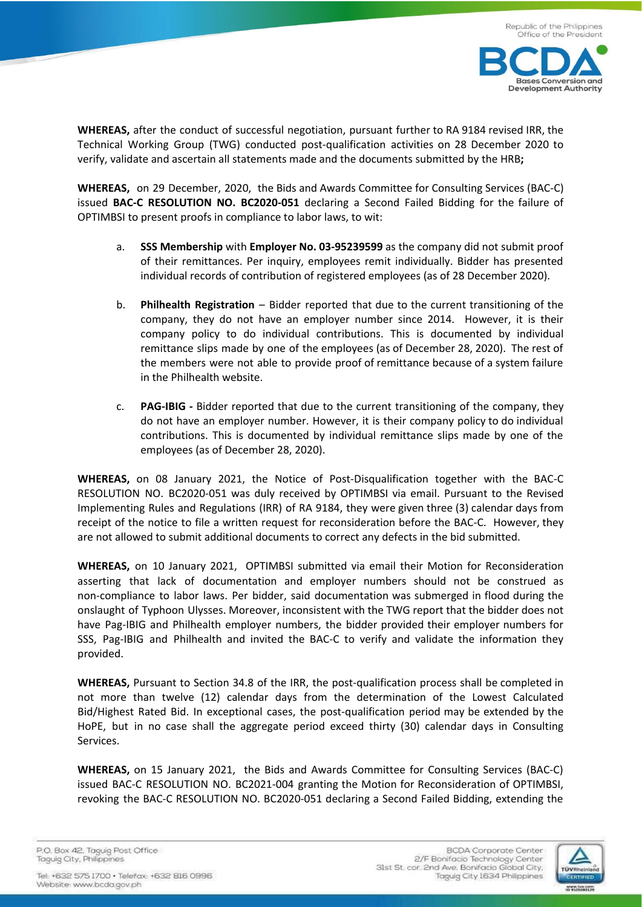**WHEREAS,** after the conduct of successful negotiation, pursuant further to RA 9184 revised IRR, the Technical Working Group (TWG) conducted post-qualification activities on 28 December 2020 to verify, validate and ascertain all statements made and the documents submitted by the HRB**;**

**WHEREAS,** on 29 December, 2020, the Bids and Awards Committee for Consulting Services (BAC-C) issued **BAC-C RESOLUTION NO. BC2020-051** declaring a Second Failed Bidding for the failure of OPTIMBSI to present proofs in compliance to labor laws, to wit:

a. **SSS Membership** with **Employer No. 03-95239599** as the company did not submit proof of their remittances. Per inquiry, employees remit individually. Bidder has presented individual records of contribution of registered employees (as of 28 December 2020).

b. **Philhealth Registration** – Bidder reported that due to the current transitioning of the company, they do not have an employer number since 2014. However, it is their company policy to do individual contributions. This is documented by individual remittance slips made by one of the employees (as of December 28, 2020). The rest of the members were not able to provide proof of remittance because of a system failure in the Philhealth website.

c. **PAG-IBIG -** Bidder reported that due to the current transitioning of the company, they do not have an employer number. However, it is their company policy to do individual contributions. This is documented by individual remittance slips made by one of the employees (as of December 28, 2020).

**WHEREAS,** on 08 January 2021, the Notice of Post-Disqualification together with the BAC-C RESOLUTION NO. BC2020-051 was duly received by OPTIMBSI via email. Pursuant to the Revised Implementing Rules and Regulations (IRR) of RA 9184, they were given three (3) calendar days from receipt of the notice to file a written request for reconsideration before the BAC-C. However, they are not allowed to submit additional documents to correct any defects in the bid submitted.

**WHEREAS,** on 10 January 2021, OPTIMBSI submitted via email their Motion for Reconsideration asserting that lack of documentation and employer numbers should not be construed as non-compliance to labor laws. Per bidder, said documentation was submerged in flood during the onslaught of Typhoon Ulysses. Moreover, inconsistent with the TWG report that the bidder does not have Pag-IBIG and Philhealth employer numbers, the bidder provided their employer numbers for SSS, Pag-IBIG and Philhealth and invited the BAC-C to verify and validate the information they provided.

**WHEREAS,** Pursuant to Section 34.8 of the IRR, the post-qualification process shall be completed in not more than twelve (12) calendar days from the determination of the Lowest Calculated Bid/Highest Rated Bid. In exceptional cases, the post-qualification period may be extended by the HoPE, but in no case shall the aggregate period exceed thirty (30) calendar days in Consulting Services.

**WHEREAS,** on 15 January 2021, the Bids and Awards Committee for Consulting Services (BAC-C) issued BAC-C RESOLUTION NO. BC2021-004 granting the Motion for Reconsideration of OPTIMBSI, revoking the BAC-C RESOLUTION NO. BC2020-051 declaring a Second Failed Bidding, extending the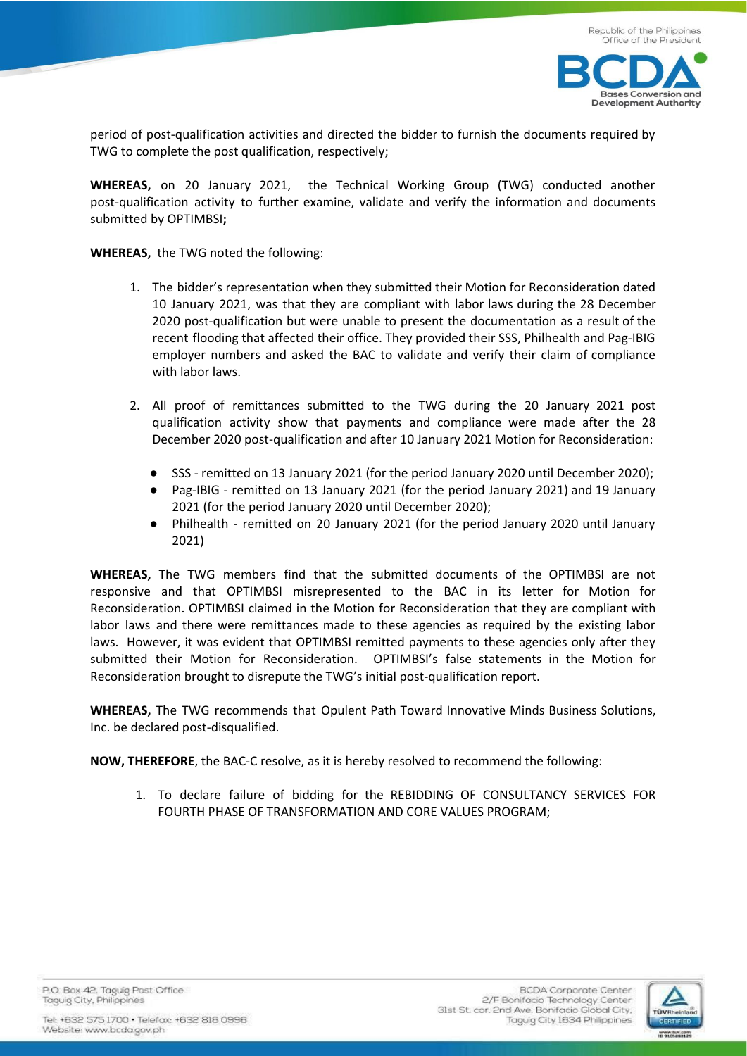period of post-qualification activities and directed the bidder to furnish the documents required by TWG to complete the post qualification, respectively;

**WHEREAS,** on 20 January 2021, the Technical Working Group (TWG) conducted another post-qualification activity to further examine, validate and verify the information and documents submitted by OPTIMBSI**;**

**WHEREAS,** the TWG noted the following:

1. The bidder's representation when they submitted their Motion for Reconsideration dated 10 January 2021, was that they are compliant with labor laws during the 28 December 2020 post-qualification but were unable to present the documentation as a result of the recent flooding that affected their office. They provided their SSS, Philhealth and Pag-IBIG employer numbers and asked the BAC to validate and verify their claim of compliance with labor laws.

2. All proof of remittances submitted to the TWG during the 20 January 2021 post qualification activity show that payments and compliance were made after the 28 December 2020 post-qualification and after 10 January 2021 Motion for Reconsideration:

   - SSS - remitted on 13 January 2021 (for the period January 2020 until December 2020);
   - Pag-IBIG - remitted on 13 January 2021 (for the period January 2021) and 19 January 2021 (for the period January 2020 until December 2020);
   - Philhealth - remitted on 20 January 2021 (for the period January 2020 until January 2021)

**WHEREAS,** The TWG members find that the submitted documents of the OPTIMBSI are not responsive and that OPTIMBSI misrepresented to the BAC in its letter for Motion for Reconsideration. OPTIMBSI claimed in the Motion for Reconsideration that they are compliant with labor laws and there were remittances made to these agencies as required by the existing labor laws. However, it was evident that OPTIMBSI remitted payments to these agencies only after they submitted their Motion for Reconsideration. OPTIMBSI's false statements in the Motion for Reconsideration brought to disrepute the TWG's initial post-qualification report.

**WHEREAS,** The TWG recommends that Opulent Path Toward Innovative Minds Business Solutions, Inc. be declared post-disqualified.

**NOW, THEREFORE**, the BAC-C resolve, as it is hereby resolved to recommend the following:

1. To declare failure of bidding for the REBIDDING OF CONSULTANCY SERVICES FOR FOURTH PHASE OF TRANSFORMATION AND CORE VALUES PROGRAM;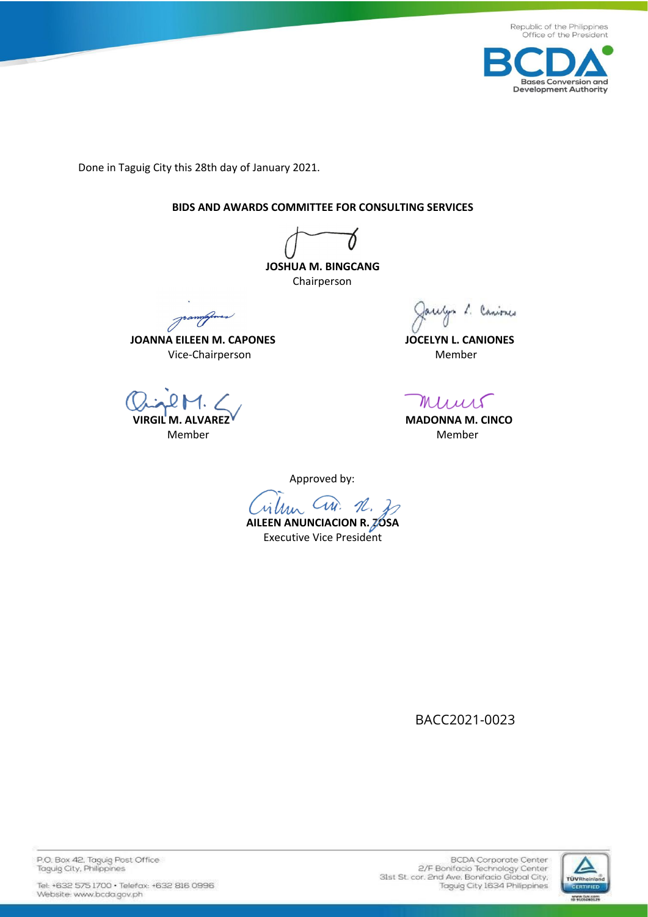Done in Taguig City this 28th day of January 2021.

**BIDS AND AWARDS COMMITTEE FOR CONSULTING SERVICES**

**JOSHUA M. BINGCANG**
Chairperson

**JOANNA EILEEN M. CAPONES**
Vice-Chairperson

**JOCELYN L. CANIONES**
Member

**VIRGIL M. ALVAREZ**
Member

**MADONNA M. CINCO**
Member

Approved by:

**AILEEN ANUNCIACION R. ZOSA**
Executive Vice President

BACC2021-0023